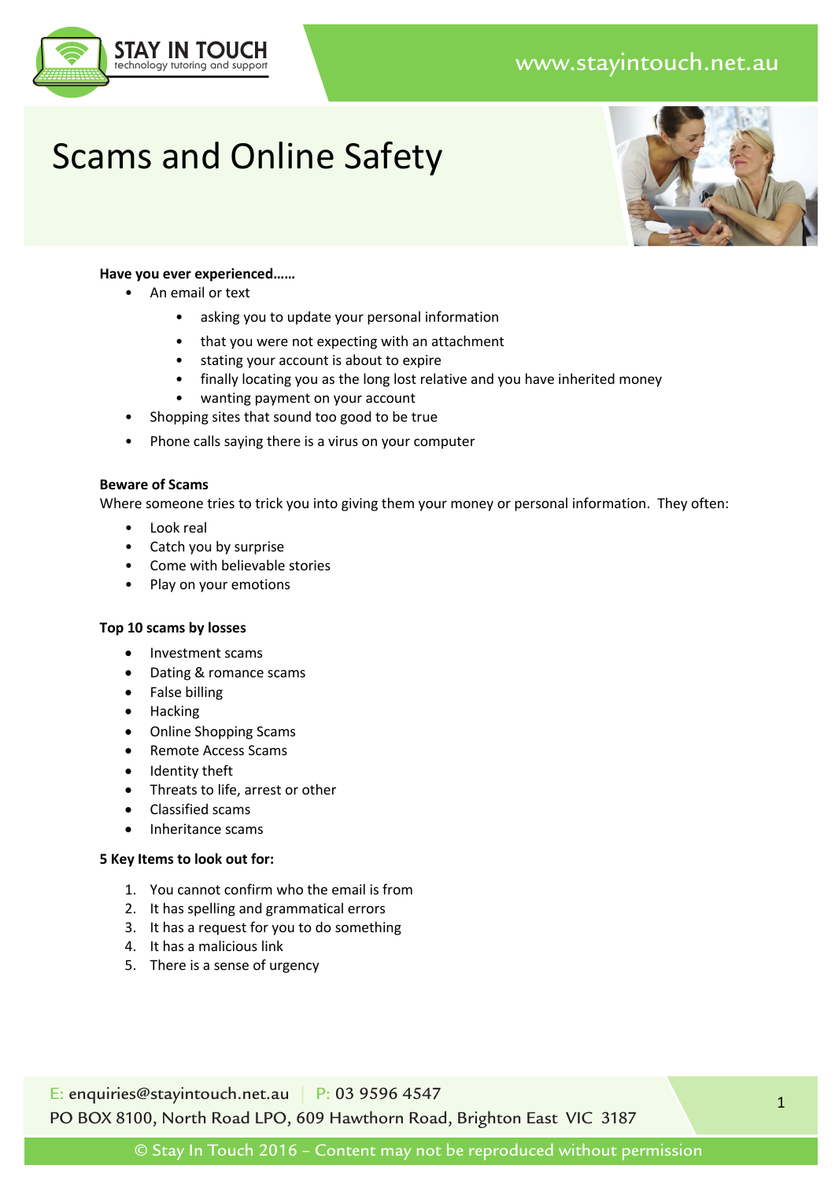# Scams and Online Safety

**Have you ever experienced……**

- An email or text
  - asking you to update your personal information
  - that you were not expecting with an attachment
  - stating your account is about to expire
  - finally locating you as the long lost relative and you have inherited money
  - wanting payment on your account
- Shopping sites that sound too good to be true
- Phone calls saying there is a virus on your computer

**Beware of Scams**

Where someone tries to trick you into giving them your money or personal information. They often:

- Look real
- Catch you by surprise
- Come with believable stories
- Play on your emotions

**Top 10 scams by losses**

- Investment scams
- Dating & romance scams
- False billing
- Hacking
- Online Shopping Scams
- Remote Access Scams
- Identity theft
- Threats to life, arrest or other
- Classified scams
- Inheritance scams

**5 Key Items to look out for:**

1. You cannot confirm who the email is from
2. It has spelling and grammatical errors
3. It has a request for you to do something
4. It has a malicious link
5. There is a sense of urgency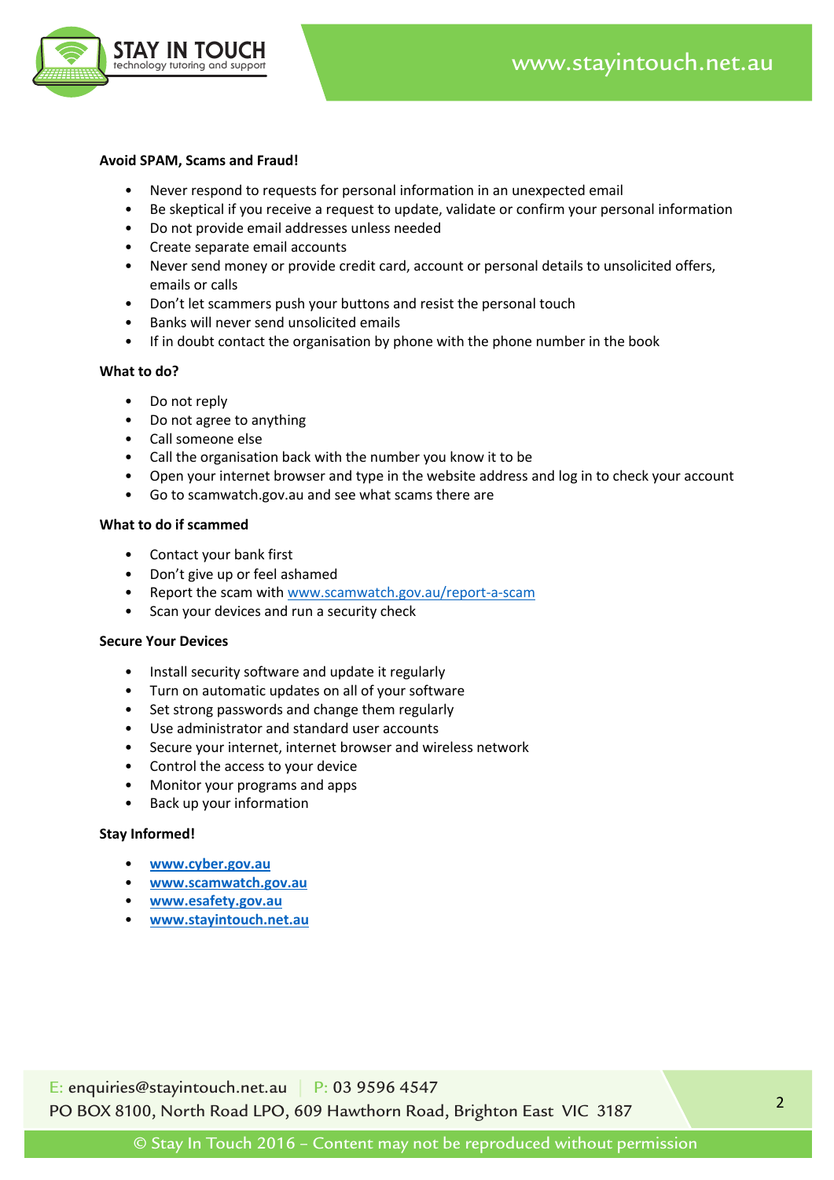**Avoid SPAM, Scams and Fraud!**

- Never respond to requests for personal information in an unexpected email
- Be skeptical if you receive a request to update, validate or confirm your personal information
- Do not provide email addresses unless needed
- Create separate email accounts
- Never send money or provide credit card, account or personal details to unsolicited offers, emails or calls
- Don't let scammers push your buttons and resist the personal touch
- Banks will never send unsolicited emails
- If in doubt contact the organisation by phone with the phone number in the book

**What to do?**

- Do not reply
- Do not agree to anything
- Call someone else
- Call the organisation back with the number you know it to be
- Open your internet browser and type in the website address and log in to check your account
- Go to scamwatch.gov.au and see what scams there are

**What to do if scammed**

- Contact your bank first
- Don't give up or feel ashamed
- Report the scam with www.scamwatch.gov.au/report-a-scam
- Scan your devices and run a security check

**Secure Your Devices**

- Install security software and update it regularly
- Turn on automatic updates on all of your software
- Set strong passwords and change them regularly
- Use administrator and standard user accounts
- Secure your internet, internet browser and wireless network
- Control the access to your device
- Monitor your programs and apps
- Back up your information

**Stay Informed!**

- **www.cyber.gov.au**
- **www.scamwatch.gov.au**
- **www.esafety.gov.au**
- **www.stayintouch.net.au**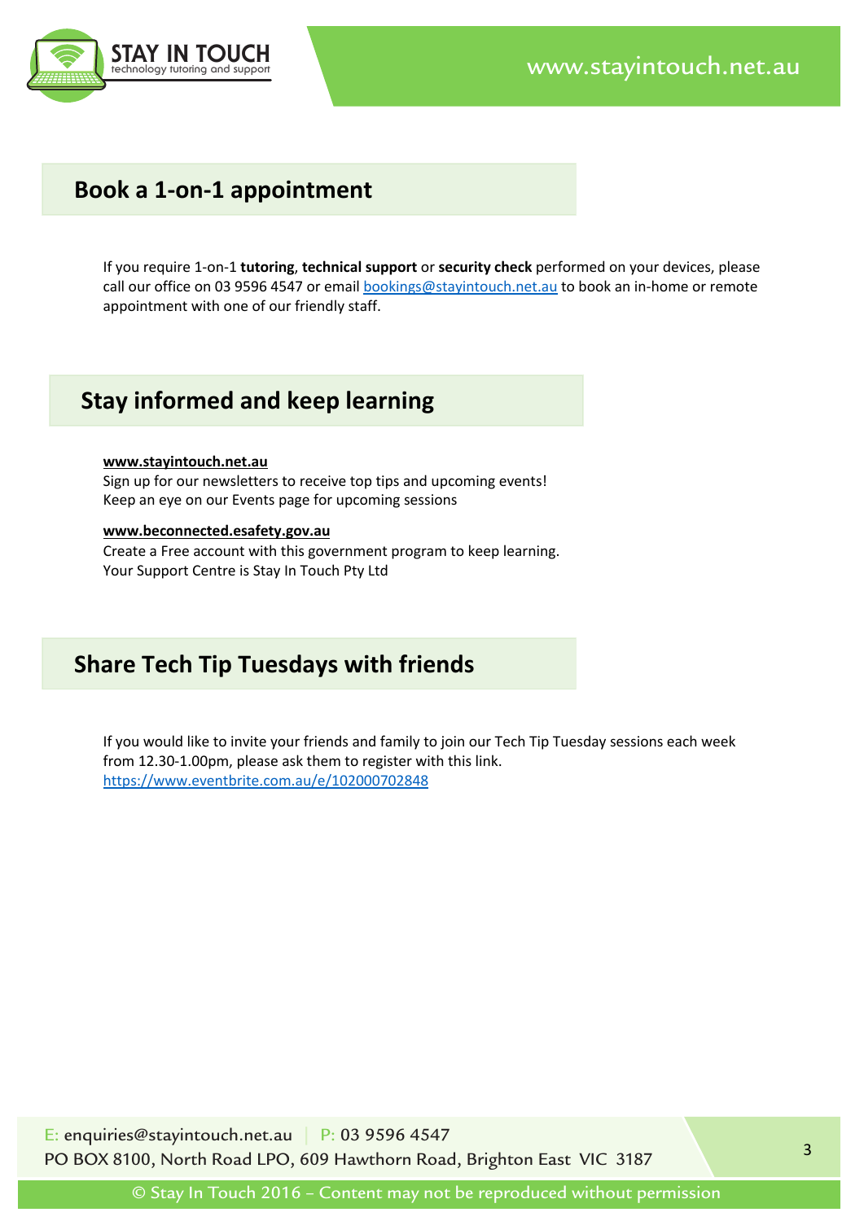## Book a 1-on-1 appointment

If you require 1-on-1 **tutoring**, **technical support** or **security check** performed on your devices, please call our office on 03 9596 4547 or email bookings@stayintouch.net.au to book an in-home or remote appointment with one of our friendly staff.

## Stay informed and keep learning

**www.stayintouch.net.au**
Sign up for our newsletters to receive top tips and upcoming events!
Keep an eye on our Events page for upcoming sessions

**www.beconnected.esafety.gov.au**
Create a Free account with this government program to keep learning.
Your Support Centre is Stay In Touch Pty Ltd

## Share Tech Tip Tuesdays with friends

If you would like to invite your friends and family to join our Tech Tip Tuesday sessions each week from 12.30-1.00pm, please ask them to register with this link.
https://www.eventbrite.com.au/e/102000702848